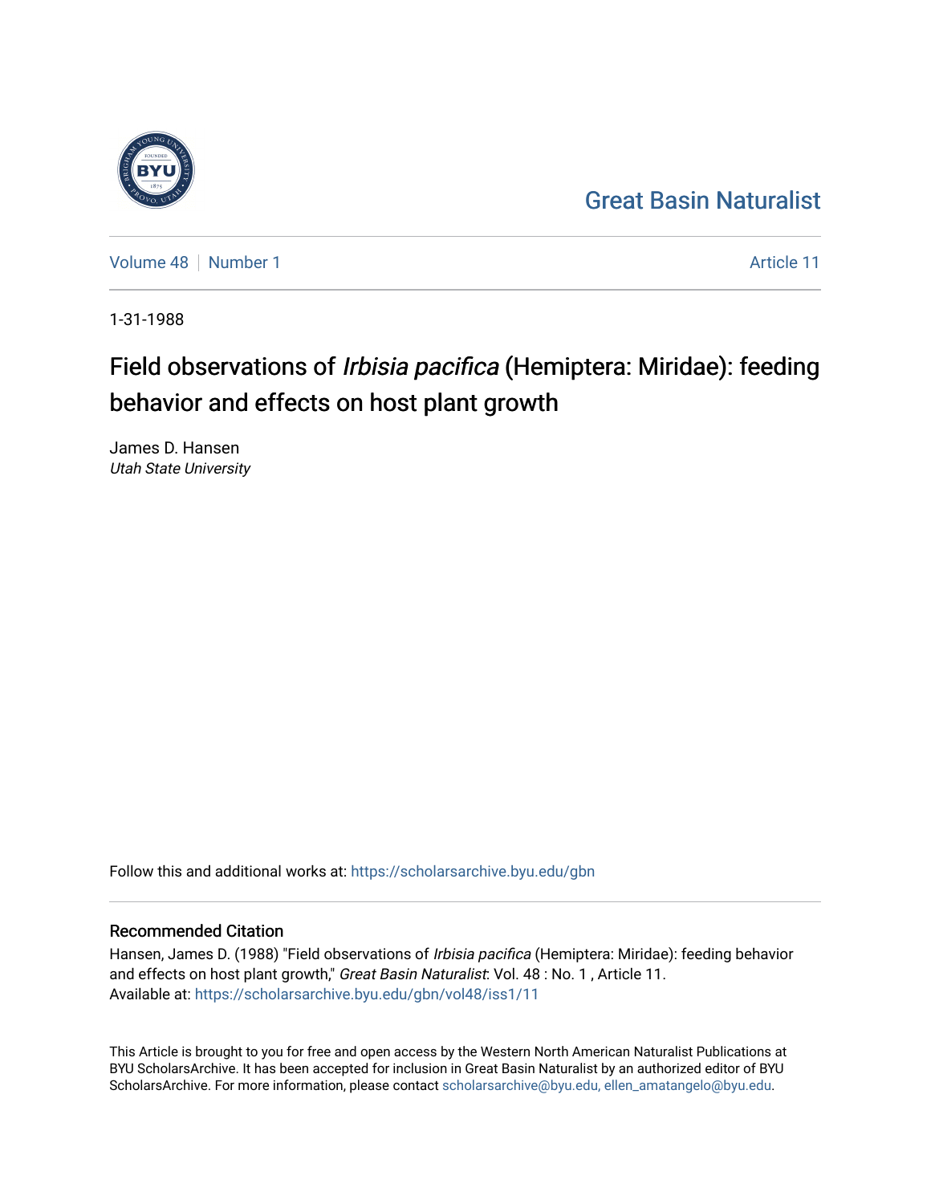Great Basin Naturalist

Volume 48 | Number 1 | Article 11

1-31-1988

# Field observations of *Irbisia pacifica* (Hemiptera: Miridae): feeding behavior and effects on host plant growth

James D. Hansen
*Utah State University*

Follow this and additional works at: https://scholarsarchive.byu.edu/gbn

## Recommended Citation

Hansen, James D. (1988) "Field observations of *Irbisia pacifica* (Hemiptera: Miridae): feeding behavior and effects on host plant growth," *Great Basin Naturalist*: Vol. 48 : No. 1 , Article 11.
Available at: https://scholarsarchive.byu.edu/gbn/vol48/iss1/11

This Article is brought to you for free and open access by the Western North American Naturalist Publications at BYU ScholarsArchive. It has been accepted for inclusion in Great Basin Naturalist by an authorized editor of BYU ScholarsArchive. For more information, please contact scholarsarchive@byu.edu, ellen_amatangelo@byu.edu.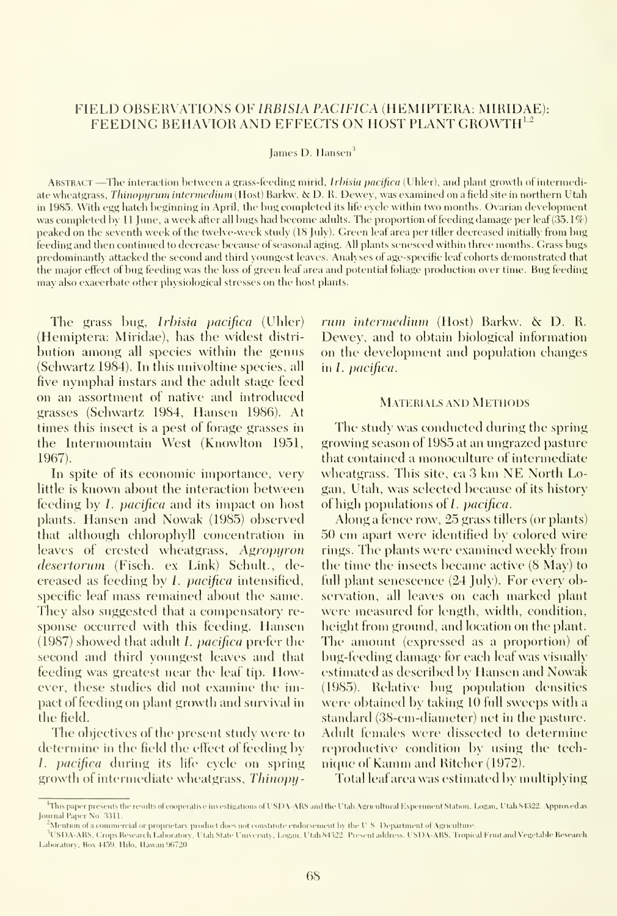# FIELD OBSERVATIONS OF *IRBISIA PACIFICA* (HEMIPTERA: MIRIDAE): FEEDING BEHAVIOR AND EFFECTS ON HOST PLANT GROWTH[1,2]

James D. Hansen[3]

ABSTRACT —The interaction between a grass-feeding mirid, *Irbisia pacifica* (Uhler), and plant growth of intermediate wheatgrass, *Thinopyrum intermedium* (Host) Barkw. & D. R. Dewey, was examined on a field site in northern Utah in 1985. With egg hatch beginning in April, the bug completed its life cycle within two months. Ovarian development was completed by 11 June, a week after all bugs had become adults. The proportion of feeding damage per leaf (35.1%) peaked on the seventh week of the twelve-week study (18 July). Green leaf area per tiller decreased initially from bug feeding and then continued to decrease because of seasonal aging. All plants senesced within three months. Grass bugs predominantly attacked the second and third youngest leaves. Analyses of age-specific leaf cohorts demonstrated that the major effect of bug feeding was the loss of green leaf area and potential foliage production over time. Bug feeding may also exacerbate other physiological stresses on the host plants.

The grass bug, *Irbisia pacifica* (Uhler) (Hemiptera: Miridae), has the widest distribution among all species within the genus (Schwartz 1984). In this univoltine species, all five nymphal instars and the adult stage feed on an assortment of native and introduced grasses (Schwartz 1984, Hansen 1986). At times this insect is a pest of forage grasses in the Intermountain West (Knowlton 1951, 1967).

In spite of its economic importance, very little is known about the interaction between feeding by *I. pacifica* and its impact on host plants. Hansen and Nowak (1985) observed that although chlorophyll concentration in leaves of crested wheatgrass, *Agropyron desertorum* (Fisch. ex Link) Schult., decreased as feeding by *I. pacifica* intensified, specific leaf mass remained about the same. They also suggested that a compensatory response occurred with this feeding. Hansen (1987) showed that adult *I. pacifica* prefer the second and third youngest leaves and that feeding was greatest near the leaf tip. However, these studies did not examine the impact of feeding on plant growth and survival in the field.

The objectives of the present study were to determine in the field the effect of feeding by *I. pacifica* during its life cycle on spring growth of intermediate wheatgrass, *Thinopyrum intermedium* (Host) Barkw. & D. R. Dewey, and to obtain biological information on the development and population changes in *I. pacifica*.

## MATERIALS AND METHODS

The study was conducted during the spring growing season of 1985 at an ungrazed pasture that contained a monoculture of intermediate wheatgrass. This site, ca 3 km NE North Logan, Utah, was selected because of its history of high populations of *I. pacifica*.

Along a fence row, 25 grass tillers (or plants) 50 cm apart were identified by colored wire rings. The plants were examined weekly from the time the insects became active (8 May) to full plant senescence (24 July). For every observation, all leaves on each marked plant were measured for length, width, condition, height from ground, and location on the plant. The amount (expressed as a proportion) of bug-feeding damage for each leaf was visually estimated as described by Hansen and Nowak (1985). Relative bug population densities were obtained by taking 10 full sweeps with a standard (38-cm-diameter) net in the pasture. Adult females were dissected to determine reproductive condition by using the technique of Kamm and Ritcher (1972).

Total leaf area was estimated by multiplying

[1]This paper presents the results of cooperative investigations of USDA-ARS and the Utah Agricultural Experiment Station, Logan, Utah 84322. Approved as Journal Paper No. 3311.

[2]Mention of a commercial or proprietary product does not constitute endorsement by the U.S. Department of Agriculture.

[3]USDA-ARS, Crops Research Laboratory, Utah State University, Logan, Utah 84322. Present address: USDA-ARS, Tropical Fruit and Vegetable Research Laboratory, Box 4459, Hilo, Hawaii 96720.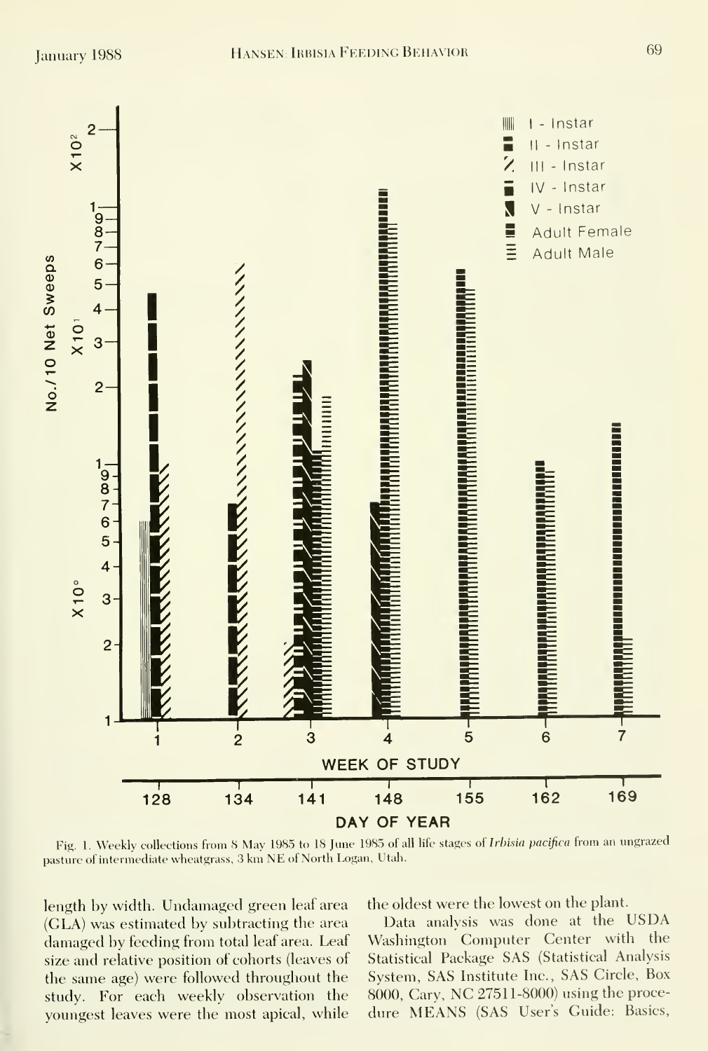Fig. 1. Weekly collections from 8 May 1985 to 18 June 1985 of all life stages of *Irbisia pacifica* from an ungrazed pasture of intermediate wheatgrass, 3 km NE of North Logan, Utah.

length by width. Undamaged green leaf area (GLA) was estimated by subtracting the area damaged by feeding from total leaf area. Leaf size and relative position of cohorts (leaves of the same age) were followed throughout the study. For each weekly observation the youngest leaves were the most apical, while the oldest were the lowest on the plant.

Data analysis was done at the USDA Washington Computer Center with the Statistical Package SAS (Statistical Analysis System, SAS Institute Inc., SAS Circle, Box 8000, Cary, NC 27511-8000) using the procedure MEANS (SAS User's Guide: Basics,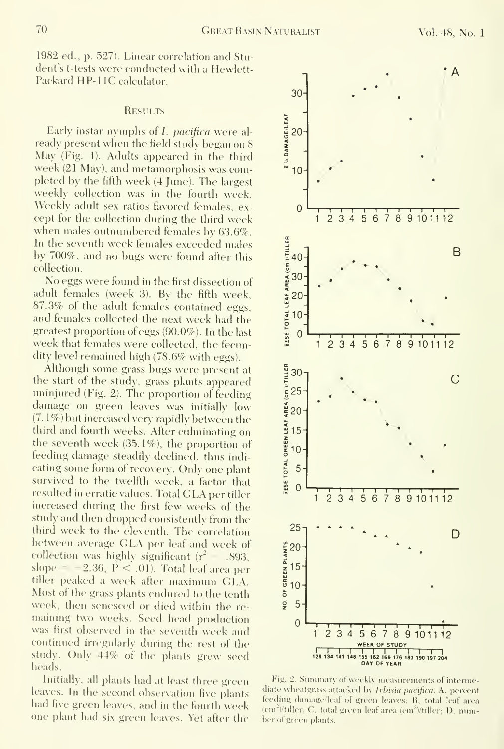1982 ed., p. 527). Linear correlation and Student's t-tests were conducted with a Hewlett-Packard HP-11C calculator.

## Results

Early instar nymphs of *I. pacifica* were already present when the field study began on 8 May (Fig. 1). Adults appeared in the third week (21 May), and metamorphosis was completed by the fifth week (4 June). The largest weekly collection was in the fourth week. Weekly adult sex ratios favored females, except for the collection during the third week when males outnumbered females by 63.6%. In the seventh week females exceeded males by 700%, and no bugs were found after this collection.

No eggs were found in the first dissection of adult females (week 3). By the fifth week, 87.3% of the adult females contained eggs, and females collected the next week had the greatest proportion of eggs (90.0%). In the last week that females were collected, the fecundity level remained high (78.6% with eggs).

Although some grass bugs were present at the start of the study, grass plants appeared uninjured (Fig. 2). The proportion of feeding damage on green leaves was initially low (7.1%) but increased very rapidly between the third and fourth weeks. After culminating on the seventh week (35.1%), the proportion of feeding damage steadily declined, thus indicating some form of recovery. Only one plant survived to the twelfth week, a factor that resulted in erratic values. Total GLA per tiller increased during the first few weeks of the study and then dropped consistently from the third week to the eleventh. The correlation between average GLA per leaf and week of collection was highly significant ($r^2$ = .893, slope = −2.36, $P < .01$). Total leaf area per tiller peaked a week after maximum GLA. Most of the grass plants endured to the tenth week, then senesced or died within the remaining two weeks. Seed head production was first observed in the seventh week and continued irregularly during the rest of the study. Only 44% of the plants grew seed heads.

Initially, all plants had at least three green leaves. In the second observation five plants had five green leaves, and in the fourth week one plant had six green leaves. Yet after the

Fig. 2. Summary of weekly measurements of intermediate wheatgrass attacked by *Irbisia pacifica*: A, percent feeding damage/leaf of green leaves; B, total leaf area ($cm^2$)/tiller; C, total green leaf area ($cm^2$)/tiller; D, number of green plants.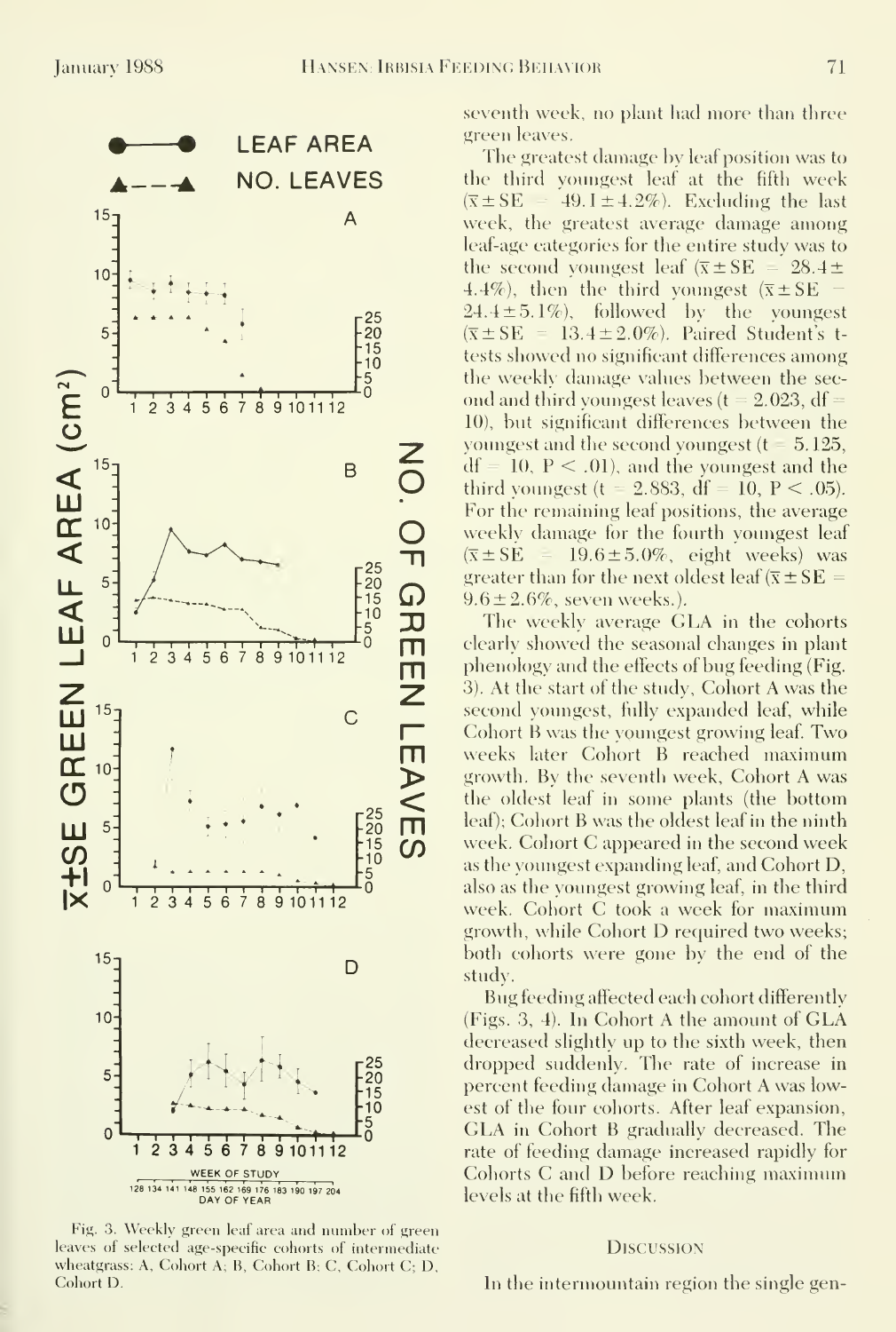Fig. 3. Weekly green leaf area and number of green leaves of selected age-specific cohorts of intermediate wheatgrass: A, Cohort A; B, Cohort B; C, Cohort C; D, Cohort D.

seventh week, no plant had more than three green leaves.

The greatest damage by leaf position was to the third youngest leaf at the fifth week ($\bar{x} \pm SE = 49.1 \pm 4.2\%$). Excluding the last week, the greatest average damage among leaf-age categories for the entire study was to the second youngest leaf ($\bar{x} \pm SE = 28.4 \pm 4.4\%$), then the third youngest ($\bar{x} \pm SE = 24.4 \pm 5.1\%$), followed by the youngest ($\bar{x} \pm SE = 13.4 \pm 2.0\%$). Paired Student's t-tests showed no significant differences among the weekly damage values between the second and third youngest leaves ($t = 2.023$, $df = 10$), but significant differences between the youngest and the second youngest ($t = 5.125$, $df = 10$, $P < .01$), and the youngest and the third youngest ($t = 2.883$, $df = 10$, $P < .05$). For the remaining leaf positions, the average weekly damage for the fourth youngest leaf ($\bar{x} \pm SE = 19.6 \pm 5.0\%$, eight weeks) was greater than for the next oldest leaf ($\bar{x} \pm SE = 9.6 \pm 2.6\%$, seven weeks.).

The weekly average GLA in the cohorts clearly showed the seasonal changes in plant phenology and the effects of bug feeding (Fig. 3). At the start of the study, Cohort A was the second youngest, fully expanded leaf, while Cohort B was the youngest growing leaf. Two weeks later Cohort B reached maximum growth. By the seventh week, Cohort A was the oldest leaf in some plants (the bottom leaf); Cohort B was the oldest leaf in the ninth week. Cohort C appeared in the second week as the youngest expanding leaf, and Cohort D, also as the youngest growing leaf, in the third week. Cohort C took a week for maximum growth, while Cohort D required two weeks; both cohorts were gone by the end of the study.

Bug feeding affected each cohort differently (Figs. 3, 4). In Cohort A the amount of GLA decreased slightly up to the sixth week, then dropped suddenly. The rate of increase in percent feeding damage in Cohort A was lowest of the four cohorts. After leaf expansion, GLA in Cohort B gradually decreased. The rate of feeding damage increased rapidly for Cohorts C and D before reaching maximum levels at the fifth week.

## Discussion

In the intermountain region the single gen-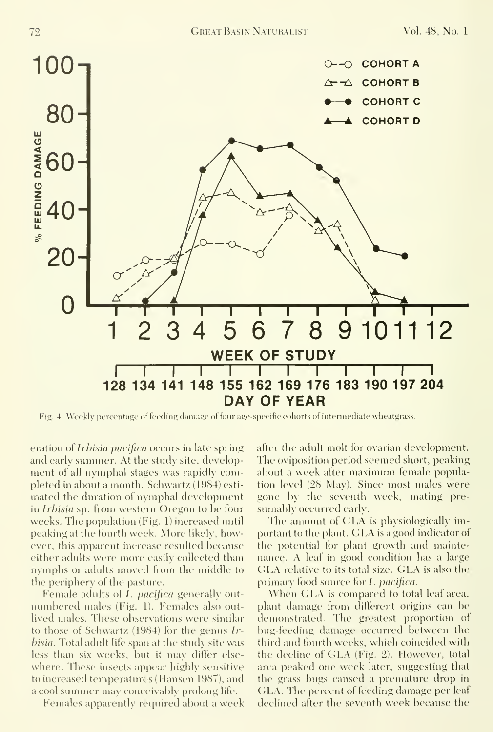Fig. 4. Weekly percentage of feeding damage of four age-specific cohorts of intermediate wheatgrass.

eration of *Irbisia pacifica* occurs in late spring and early summer. At the study site, development of all nymphal stages was rapidly completed in about a month. Schwartz (1984) estimated the duration of nymphal development in *Irbisia* sp. from western Oregon to be four weeks. The population (Fig. 1) increased until peaking at the fourth week. More likely, however, this apparent increase resulted because either adults were more easily collected than nymphs or adults moved from the middle to the periphery of the pasture.

Female adults of *I. pacifica* generally outnumbered males (Fig. 1). Females also outlived males. These observations were similar to those of Schwartz (1984) for the genus *Irbisia*. Total adult life span at the study site was less than six weeks, but it may differ elsewhere. These insects appear highly sensitive to increased temperatures (Hansen 1987), and a cool summer may conceivably prolong life.

Females apparently required about a week after the adult molt for ovarian development. The oviposition period seemed short, peaking about a week after maximum female population level (28 May). Since most males were gone by the seventh week, mating presumably occurred early.

The amount of GLA is physiologically important to the plant. GLA is a good indicator of the potential for plant growth and maintenance. A leaf in good condition has a large GLA relative to its total size. GLA is also the primary food source for *I. pacifica*.

When GLA is compared to total leaf area, plant damage from different origins can be demonstrated. The greatest proportion of bug-feeding damage occurred between the third and fourth weeks, which coincided with the decline of GLA (Fig. 2). However, total area peaked one week later, suggesting that the grass bugs caused a premature drop in GLA. The percent of feeding damage per leaf declined after the seventh week because the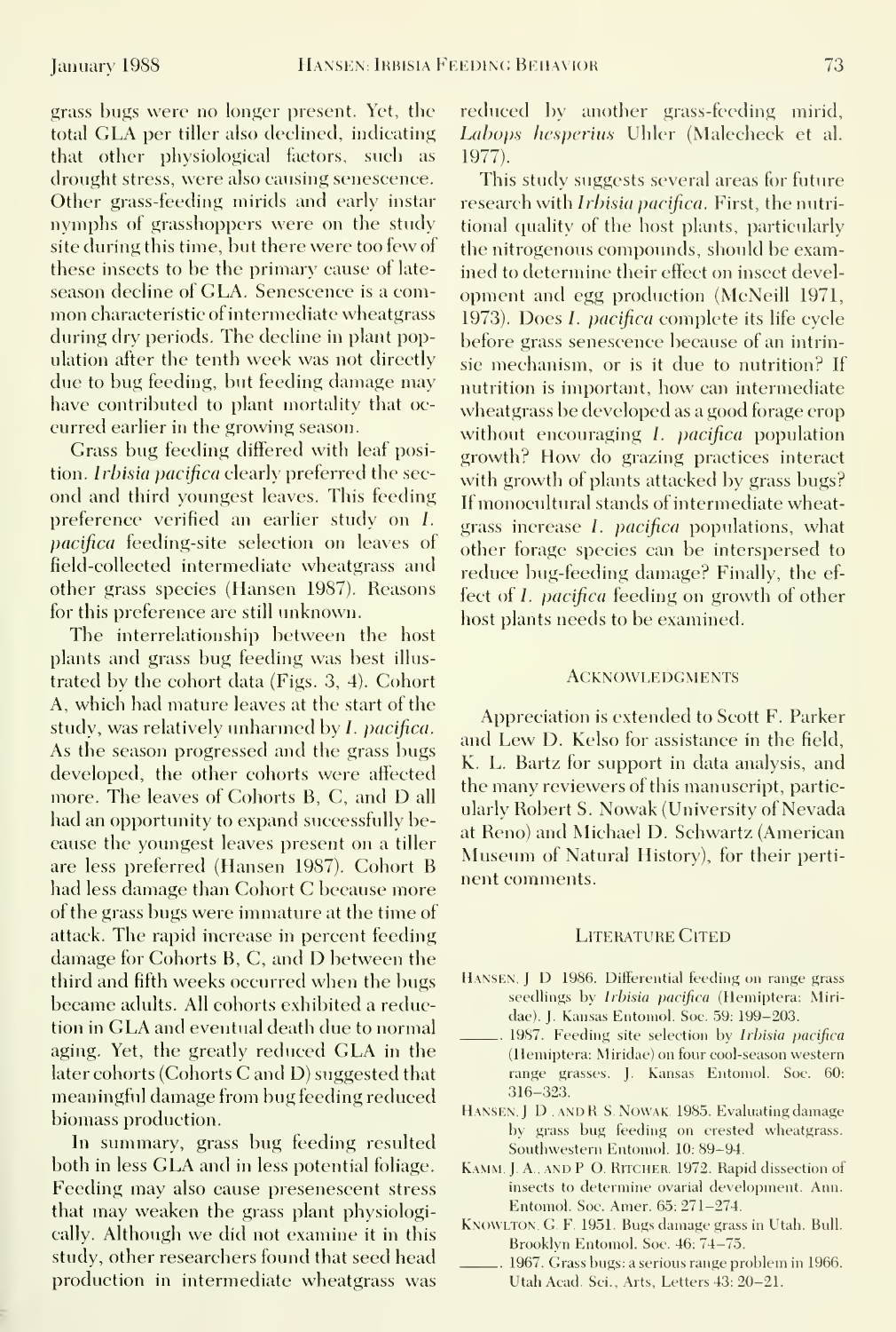grass bugs were no longer present. Yet, the total GLA per tiller also declined, indicating that other physiological factors, such as drought stress, were also causing senescence. Other grass-feeding mirids and early instar nymphs of grasshoppers were on the study site during this time, but there were too few of these insects to be the primary cause of late-season decline of GLA. Senescence is a common characteristic of intermediate wheatgrass during dry periods. The decline in plant population after the tenth week was not directly due to bug feeding, but feeding damage may have contributed to plant mortality that occurred earlier in the growing season.

Grass bug feeding differed with leaf position. *Irbisia pacifica* clearly preferred the second and third youngest leaves. This feeding preference verified an earlier study on *I. pacifica* feeding-site selection on leaves of field-collected intermediate wheatgrass and other grass species (Hansen 1987). Reasons for this preference are still unknown.

The interrelationship between the host plants and grass bug feeding was best illustrated by the cohort data (Figs. 3, 4). Cohort A, which had mature leaves at the start of the study, was relatively unharmed by *I. pacifica*. As the season progressed and the grass bugs developed, the other cohorts were affected more. The leaves of Cohorts B, C, and D all had an opportunity to expand successfully because the youngest leaves present on a tiller are less preferred (Hansen 1987). Cohort B had less damage than Cohort C because more of the grass bugs were immature at the time of attack. The rapid increase in percent feeding damage for Cohorts B, C, and D between the third and fifth weeks occurred when the bugs became adults. All cohorts exhibited a reduction in GLA and eventual death due to normal aging. Yet, the greatly reduced GLA in the later cohorts (Cohorts C and D) suggested that meaningful damage from bug feeding reduced biomass production.

In summary, grass bug feeding resulted both in less GLA and in less potential foliage. Feeding may also cause presenescent stress that may weaken the grass plant physiologically. Although we did not examine it in this study, other researchers found that seed head production in intermediate wheatgrass was reduced by another grass-feeding mirid, *Labops hesperius* Uhler (Malecheck et al. 1977).

This study suggests several areas for future research with *Irbisia pacifica*. First, the nutritional quality of the host plants, particularly the nitrogenous compounds, should be examined to determine their effect on insect development and egg production (McNeill 1971, 1973). Does *I. pacifica* complete its life cycle before grass senescence because of an intrinsic mechanism, or is it due to nutrition? If nutrition is important, how can intermediate wheatgrass be developed as a good forage crop without encouraging *I. pacifica* population growth? How do grazing practices interact with growth of plants attacked by grass bugs? If monocultural stands of intermediate wheatgrass increase *I. pacifica* populations, what other forage species can be interspersed to reduce bug-feeding damage? Finally, the effect of *I. pacifica* feeding on growth of other host plants needs to be examined.

## Acknowledgments

Appreciation is extended to Scott F. Parker and Lew D. Kelso for assistance in the field, K. L. Bartz for support in data analysis, and the many reviewers of this manuscript, particularly Robert S. Nowak (University of Nevada at Reno) and Michael D. Schwartz (American Museum of Natural History), for their pertinent comments.

## Literature Cited

Hansen, J. D. 1986. Differential feeding on range grass seedlings by *Irbisia pacifica* (Hemiptera: Miridae). J. Kansas Entomol. Soc. 59: 199–203.

\_\_\_\_\_. 1987. Feeding site selection by *Irbisia pacifica* (Hemiptera: Miridae) on four cool-season western range grasses. J. Kansas Entomol. Soc. 60: 316–323.

Hansen, J. D., and R. S. Nowak. 1985. Evaluating damage by grass bug feeding on crested wheatgrass. Southwestern Entomol. 10: 89–94.

Kamm, J. A., and P. O. Ritcher. 1972. Rapid dissection of insects to determine ovarial development. Ann. Entomol. Soc. Amer. 65: 271–274.

Knowlton, G. F. 1951. Bugs damage grass in Utah. Bull. Brooklyn Entomol. Soc. 46: 74–75.

\_\_\_\_\_. 1967. Grass bugs: a serious range problem in 1966. Utah Acad. Sci., Arts, Letters 43: 20–21.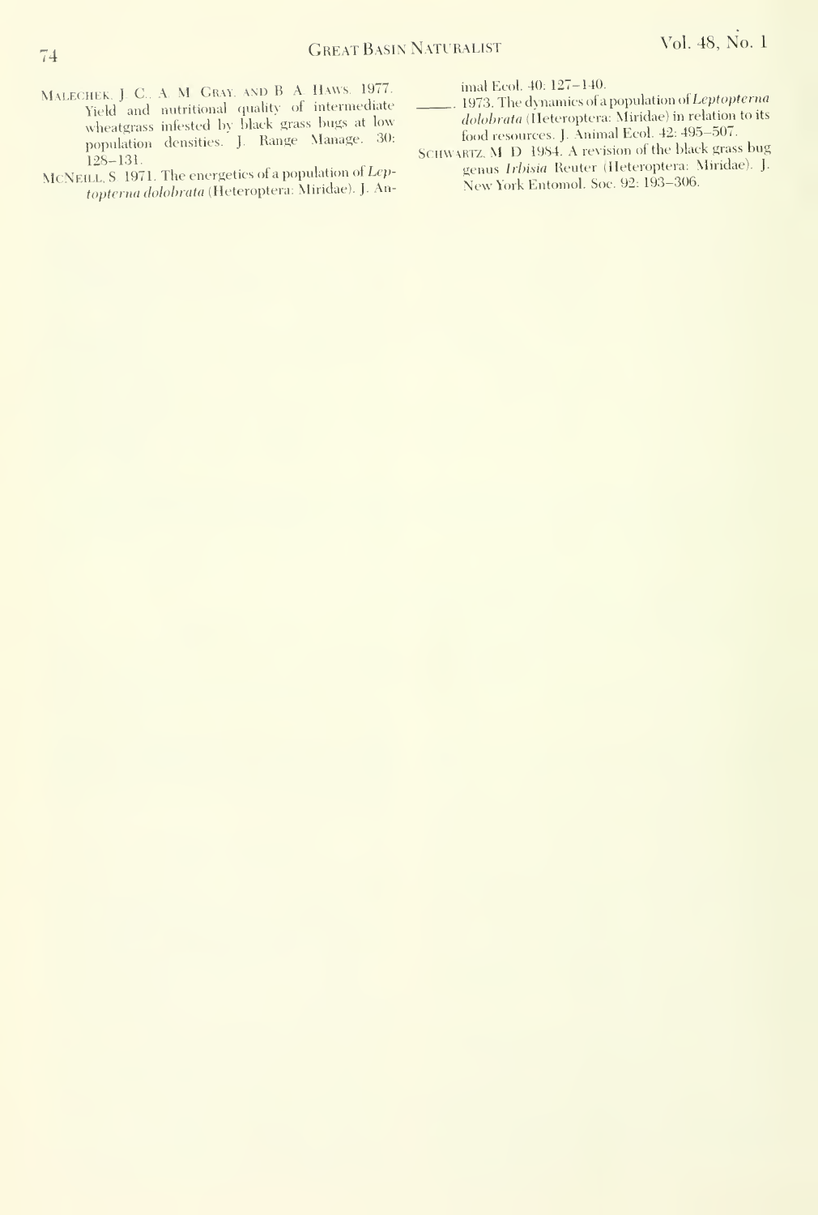Malechek, J. C., A. M. Gray, and B. A. Haws. 1977. Yield and nutritional quality of intermediate wheatgrass infested by black grass bugs at low population densities. J. Range Manage. 30: 128–131.

McNeill, S. 1971. The energetics of a population of *Leptopterna dolobrata* (Heteroptera: Miridae). J. Animal Ecol. 40: 127–140.

______. 1973. The dynamics of a population of *Leptopterna dolobrata* (Heteroptera: Miridae) in relation to its food resources. J. Animal Ecol. 42: 495–507.

Schwartz, M. D. 1984. A revision of the black grass bug genus *Irbisia* Reuter (Heteroptera: Miridae). J. New York Entomol. Soc. 92: 193–306.